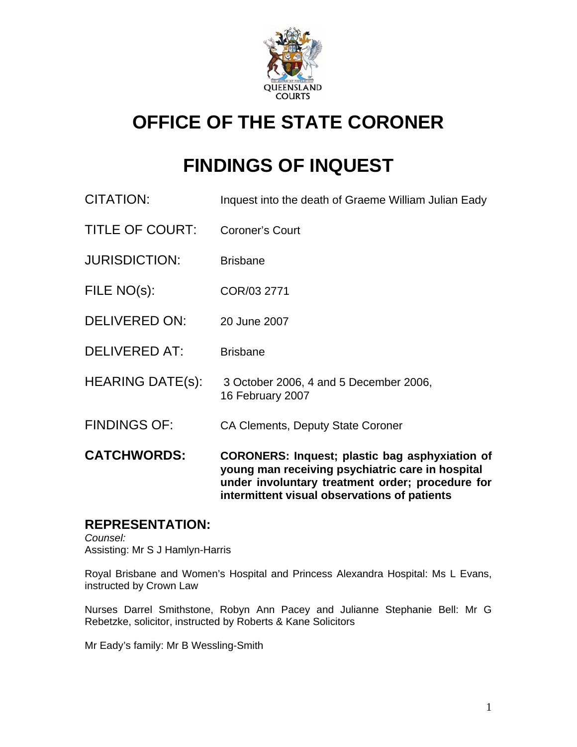QUEENSLAND COURTS

# OFFICE OF THE STATE CORONER

# FINDINGS OF INQUEST

| | |
|---|---|
| CITATION: | Inquest into the death of Graeme William Julian Eady |
| TITLE OF COURT: | Coroner's Court |
| JURISDICTION: | Brisbane |
| FILE NO(s): | COR/03 2771 |
| DELIVERED ON: | 20 June 2007 |
| DELIVERED AT: | Brisbane |
| HEARING DATE(s): | 3 October 2006, 4 and 5 December 2006, 16 February 2007 |
| FINDINGS OF: | CA Clements, Deputy State Coroner |
| **CATCHWORDS:** | **CORONERS: Inquest; plastic bag asphyxiation of young man receiving psychiatric care in hospital under involuntary treatment order; procedure for intermittent visual observations of patients** |

## REPRESENTATION:

*Counsel:*
Assisting: Mr S J Hamlyn-Harris

Royal Brisbane and Women's Hospital and Princess Alexandra Hospital: Ms L Evans, instructed by Crown Law

Nurses Darrel Smithstone, Robyn Ann Pacey and Julianne Stephanie Bell: Mr G Rebetzke, solicitor, instructed by Roberts & Kane Solicitors

Mr Eady's family: Mr B Wessling-Smith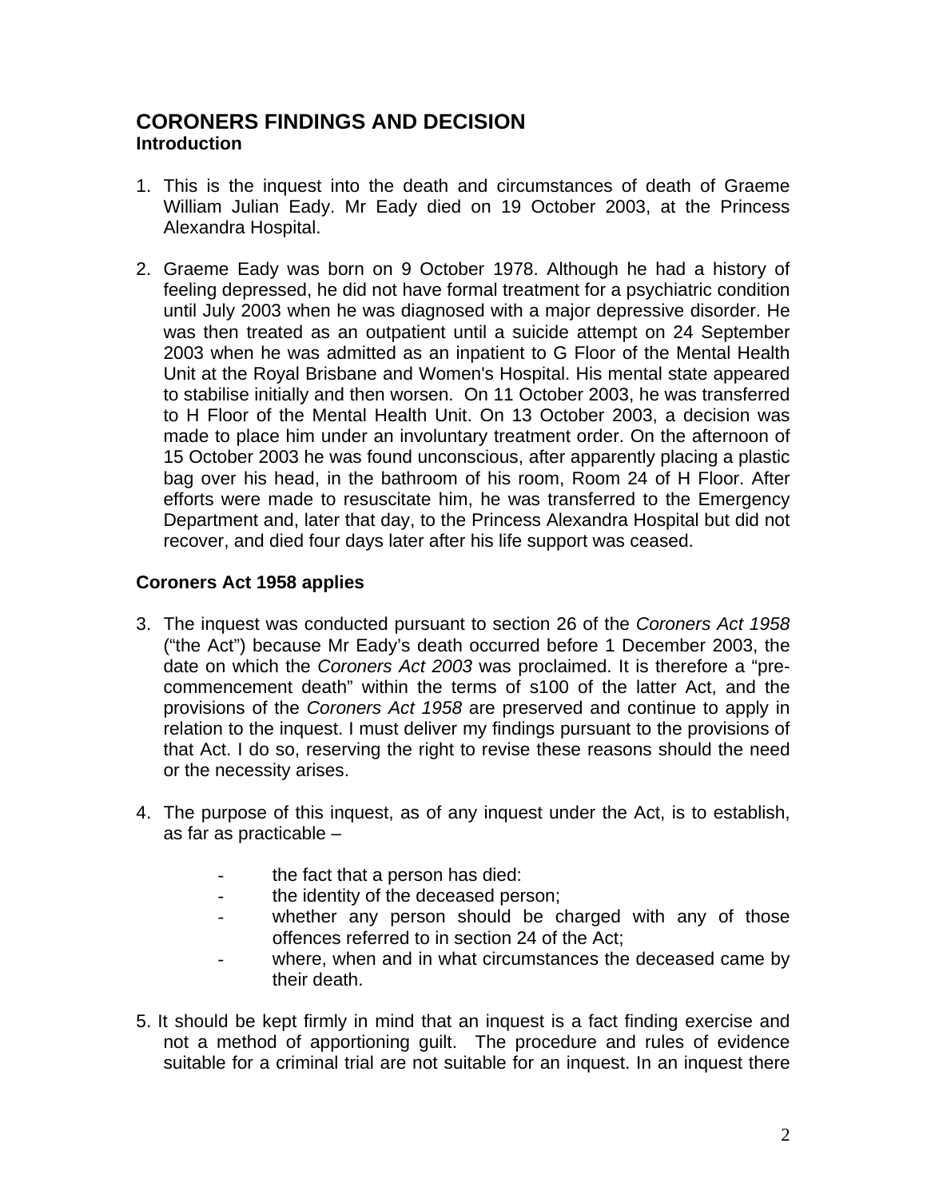# CORONERS FINDINGS AND DECISION

## Introduction

1. This is the inquest into the death and circumstances of death of Graeme William Julian Eady. Mr Eady died on 19 October 2003, at the Princess Alexandra Hospital.

2. Graeme Eady was born on 9 October 1978. Although he had a history of feeling depressed, he did not have formal treatment for a psychiatric condition until July 2003 when he was diagnosed with a major depressive disorder. He was then treated as an outpatient until a suicide attempt on 24 September 2003 when he was admitted as an inpatient to G Floor of the Mental Health Unit at the Royal Brisbane and Women's Hospital. His mental state appeared to stabilise initially and then worsen. On 11 October 2003, he was transferred to H Floor of the Mental Health Unit. On 13 October 2003, a decision was made to place him under an involuntary treatment order. On the afternoon of 15 October 2003 he was found unconscious, after apparently placing a plastic bag over his head, in the bathroom of his room, Room 24 of H Floor. After efforts were made to resuscitate him, he was transferred to the Emergency Department and, later that day, to the Princess Alexandra Hospital but did not recover, and died four days later after his life support was ceased.

## Coroners Act 1958 applies

3. The inquest was conducted pursuant to section 26 of the *Coroners Act 1958* ("the Act") because Mr Eady's death occurred before 1 December 2003, the date on which the *Coroners Act 2003* was proclaimed. It is therefore a "pre-commencement death" within the terms of s100 of the latter Act, and the provisions of the *Coroners Act 1958* are preserved and continue to apply in relation to the inquest. I must deliver my findings pursuant to the provisions of that Act. I do so, reserving the right to revise these reasons should the need or the necessity arises.

4. The purpose of this inquest, as of any inquest under the Act, is to establish, as far as practicable –

   - the fact that a person has died:
   - the identity of the deceased person;
   - whether any person should be charged with any of those offences referred to in section 24 of the Act;
   - where, when and in what circumstances the deceased came by their death.

5. It should be kept firmly in mind that an inquest is a fact finding exercise and not a method of apportioning guilt. The procedure and rules of evidence suitable for a criminal trial are not suitable for an inquest. In an inquest there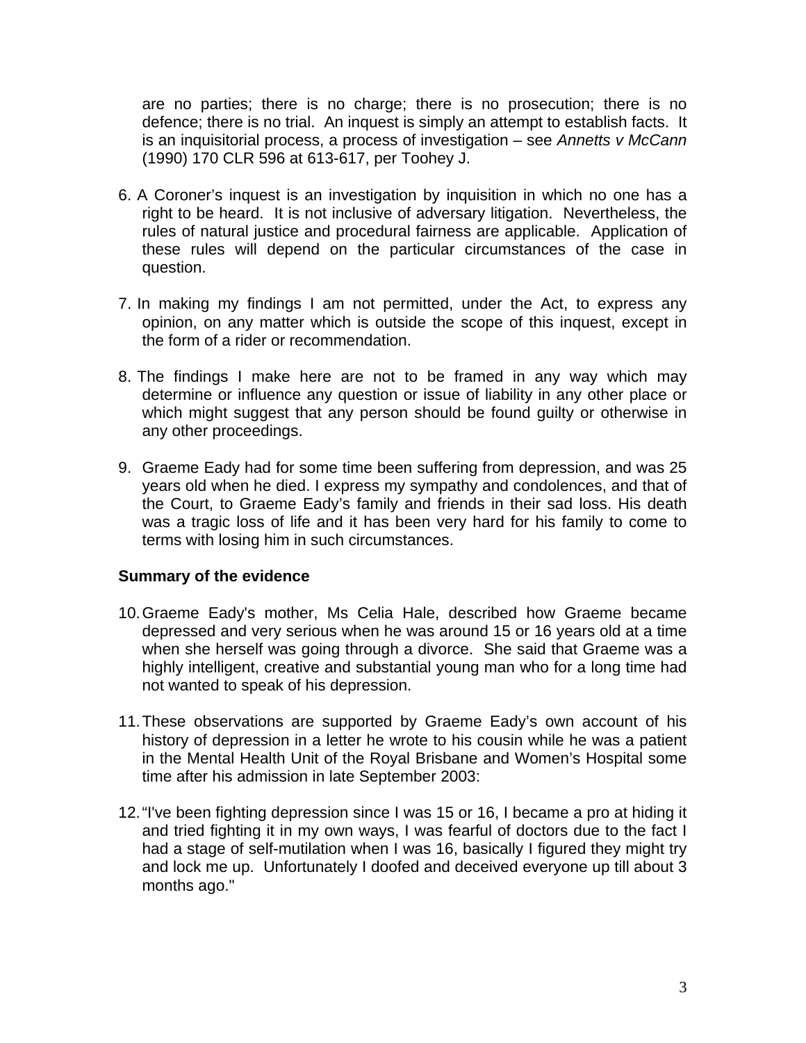are no parties; there is no charge; there is no prosecution; there is no defence; there is no trial. An inquest is simply an attempt to establish facts. It is an inquisitorial process, a process of investigation – see *Annetts v McCann* (1990) 170 CLR 596 at 613-617, per Toohey J.

6. A Coroner's inquest is an investigation by inquisition in which no one has a right to be heard. It is not inclusive of adversary litigation. Nevertheless, the rules of natural justice and procedural fairness are applicable. Application of these rules will depend on the particular circumstances of the case in question.

7. In making my findings I am not permitted, under the Act, to express any opinion, on any matter which is outside the scope of this inquest, except in the form of a rider or recommendation.

8. The findings I make here are not to be framed in any way which may determine or influence any question or issue of liability in any other place or which might suggest that any person should be found guilty or otherwise in any other proceedings.

9. Graeme Eady had for some time been suffering from depression, and was 25 years old when he died. I express my sympathy and condolences, and that of the Court, to Graeme Eady's family and friends in their sad loss. His death was a tragic loss of life and it has been very hard for his family to come to terms with losing him in such circumstances.

**Summary of the evidence**

10. Graeme Eady's mother, Ms Celia Hale, described how Graeme became depressed and very serious when he was around 15 or 16 years old at a time when she herself was going through a divorce. She said that Graeme was a highly intelligent, creative and substantial young man who for a long time had not wanted to speak of his depression.

11. These observations are supported by Graeme Eady's own account of his history of depression in a letter he wrote to his cousin while he was a patient in the Mental Health Unit of the Royal Brisbane and Women's Hospital some time after his admission in late September 2003:

12. "I've been fighting depression since I was 15 or 16, I became a pro at hiding it and tried fighting it in my own ways, I was fearful of doctors due to the fact I had a stage of self-mutilation when I was 16, basically I figured they might try and lock me up. Unfortunately I doofed and deceived everyone up till about 3 months ago."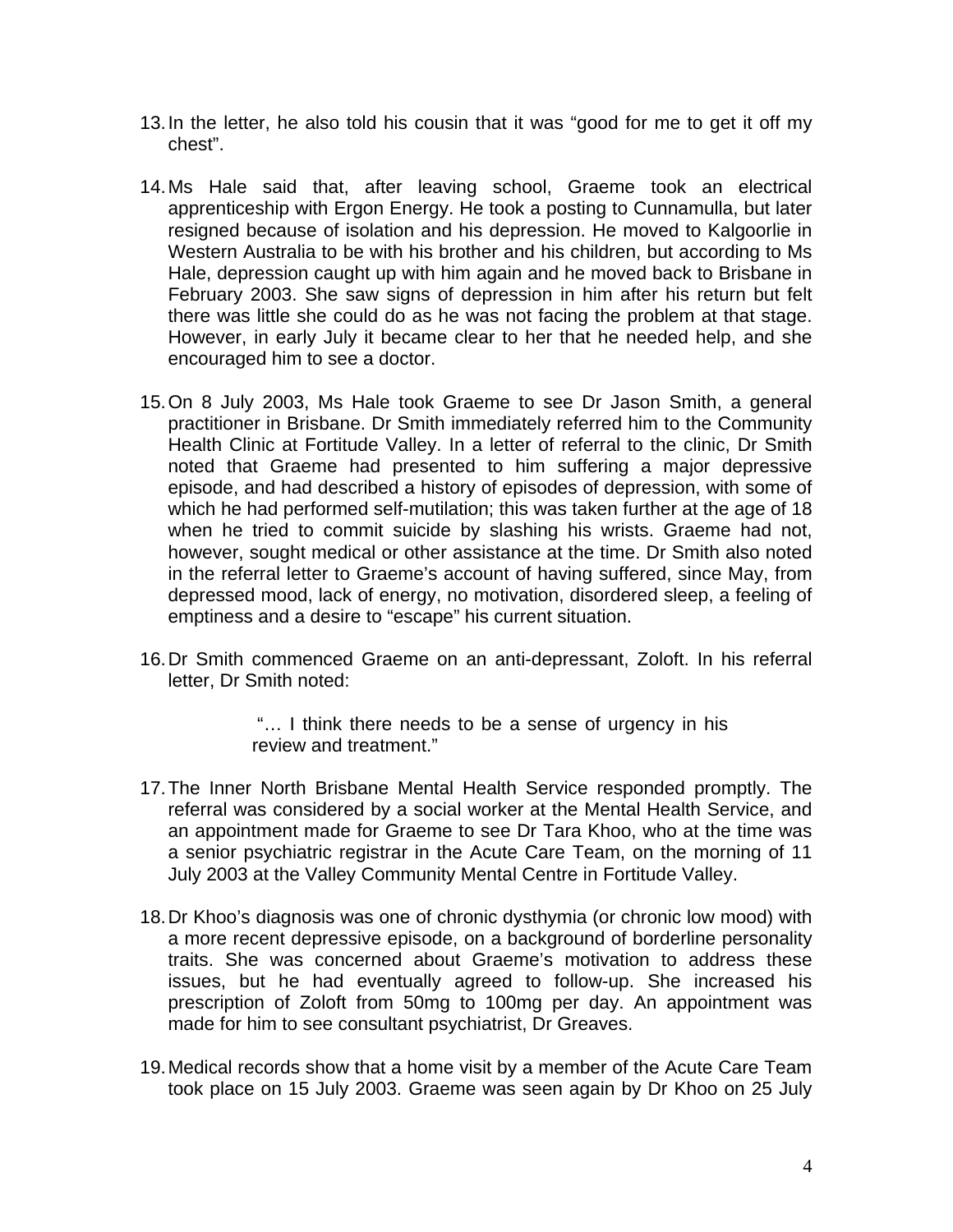13. In the letter, he also told his cousin that it was “good for me to get it off my chest”.

14. Ms Hale said that, after leaving school, Graeme took an electrical apprenticeship with Ergon Energy. He took a posting to Cunnamulla, but later resigned because of isolation and his depression. He moved to Kalgoorlie in Western Australia to be with his brother and his children, but according to Ms Hale, depression caught up with him again and he moved back to Brisbane in February 2003. She saw signs of depression in him after his return but felt there was little she could do as he was not facing the problem at that stage. However, in early July it became clear to her that he needed help, and she encouraged him to see a doctor.

15. On 8 July 2003, Ms Hale took Graeme to see Dr Jason Smith, a general practitioner in Brisbane. Dr Smith immediately referred him to the Community Health Clinic at Fortitude Valley. In a letter of referral to the clinic, Dr Smith noted that Graeme had presented to him suffering a major depressive episode, and had described a history of episodes of depression, with some of which he had performed self-mutilation; this was taken further at the age of 18 when he tried to commit suicide by slashing his wrists. Graeme had not, however, sought medical or other assistance at the time. Dr Smith also noted in the referral letter to Graeme’s account of having suffered, since May, from depressed mood, lack of energy, no motivation, disordered sleep, a feeling of emptiness and a desire to “escape” his current situation.

16. Dr Smith commenced Graeme on an anti-depressant, Zoloft. In his referral letter, Dr Smith noted:

> “… I think there needs to be a sense of urgency in his review and treatment.”

17. The Inner North Brisbane Mental Health Service responded promptly. The referral was considered by a social worker at the Mental Health Service, and an appointment made for Graeme to see Dr Tara Khoo, who at the time was a senior psychiatric registrar in the Acute Care Team, on the morning of 11 July 2003 at the Valley Community Mental Centre in Fortitude Valley.

18. Dr Khoo’s diagnosis was one of chronic dysthymia (or chronic low mood) with a more recent depressive episode, on a background of borderline personality traits. She was concerned about Graeme’s motivation to address these issues, but he had eventually agreed to follow-up. She increased his prescription of Zoloft from 50mg to 100mg per day. An appointment was made for him to see consultant psychiatrist, Dr Greaves.

19. Medical records show that a home visit by a member of the Acute Care Team took place on 15 July 2003. Graeme was seen again by Dr Khoo on 25 July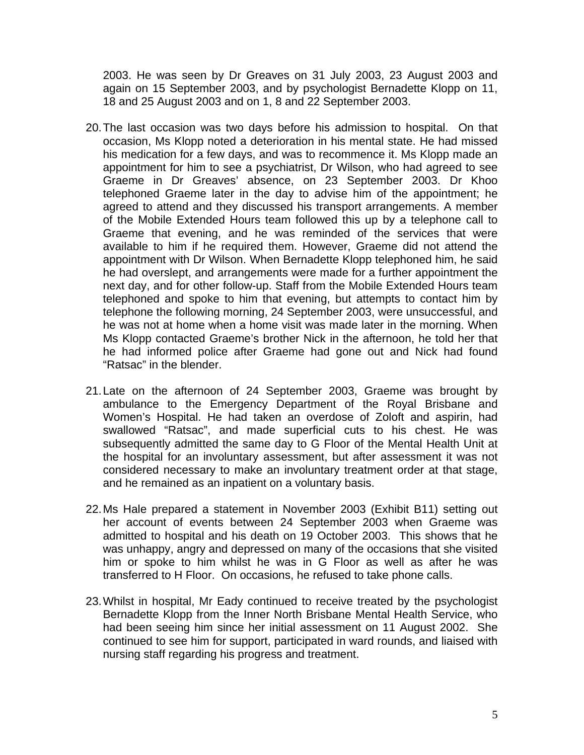2003. He was seen by Dr Greaves on 31 July 2003, 23 August 2003 and again on 15 September 2003, and by psychologist Bernadette Klopp on 11, 18 and 25 August 2003 and on 1, 8 and 22 September 2003.

20. The last occasion was two days before his admission to hospital. On that occasion, Ms Klopp noted a deterioration in his mental state. He had missed his medication for a few days, and was to recommence it. Ms Klopp made an appointment for him to see a psychiatrist, Dr Wilson, who had agreed to see Graeme in Dr Greaves' absence, on 23 September 2003. Dr Khoo telephoned Graeme later in the day to advise him of the appointment; he agreed to attend and they discussed his transport arrangements. A member of the Mobile Extended Hours team followed this up by a telephone call to Graeme that evening, and he was reminded of the services that were available to him if he required them. However, Graeme did not attend the appointment with Dr Wilson. When Bernadette Klopp telephoned him, he said he had overslept, and arrangements were made for a further appointment the next day, and for other follow-up. Staff from the Mobile Extended Hours team telephoned and spoke to him that evening, but attempts to contact him by telephone the following morning, 24 September 2003, were unsuccessful, and he was not at home when a home visit was made later in the morning. When Ms Klopp contacted Graeme's brother Nick in the afternoon, he told her that he had informed police after Graeme had gone out and Nick had found "Ratsac" in the blender.

21. Late on the afternoon of 24 September 2003, Graeme was brought by ambulance to the Emergency Department of the Royal Brisbane and Women's Hospital. He had taken an overdose of Zoloft and aspirin, had swallowed "Ratsac", and made superficial cuts to his chest. He was subsequently admitted the same day to G Floor of the Mental Health Unit at the hospital for an involuntary assessment, but after assessment it was not considered necessary to make an involuntary treatment order at that stage, and he remained as an inpatient on a voluntary basis.

22. Ms Hale prepared a statement in November 2003 (Exhibit B11) setting out her account of events between 24 September 2003 when Graeme was admitted to hospital and his death on 19 October 2003. This shows that he was unhappy, angry and depressed on many of the occasions that she visited him or spoke to him whilst he was in G Floor as well as after he was transferred to H Floor. On occasions, he refused to take phone calls.

23. Whilst in hospital, Mr Eady continued to receive treated by the psychologist Bernadette Klopp from the Inner North Brisbane Mental Health Service, who had been seeing him since her initial assessment on 11 August 2002. She continued to see him for support, participated in ward rounds, and liaised with nursing staff regarding his progress and treatment.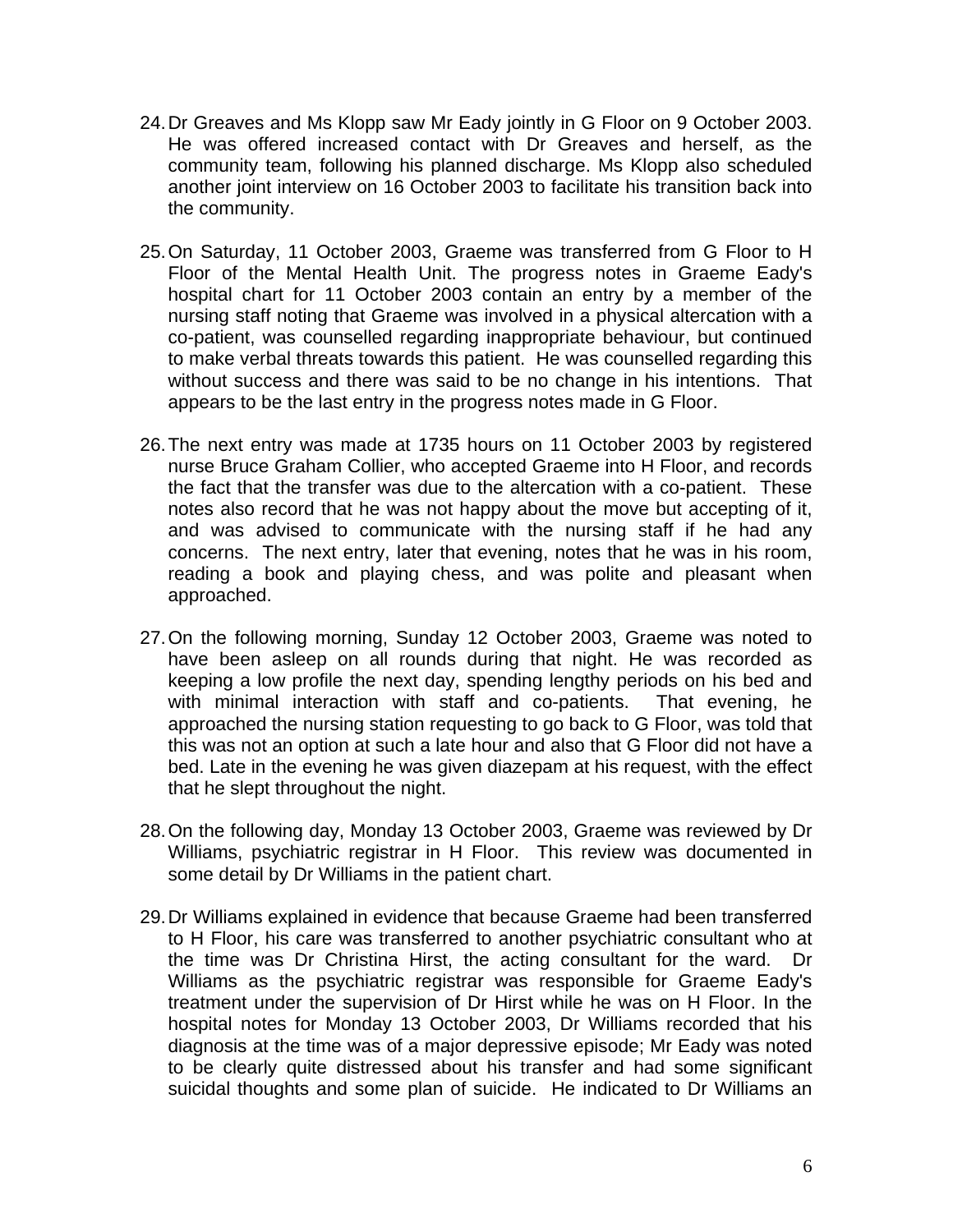24. Dr Greaves and Ms Klopp saw Mr Eady jointly in G Floor on 9 October 2003. He was offered increased contact with Dr Greaves and herself, as the community team, following his planned discharge. Ms Klopp also scheduled another joint interview on 16 October 2003 to facilitate his transition back into the community.

25. On Saturday, 11 October 2003, Graeme was transferred from G Floor to H Floor of the Mental Health Unit. The progress notes in Graeme Eady's hospital chart for 11 October 2003 contain an entry by a member of the nursing staff noting that Graeme was involved in a physical altercation with a co-patient, was counselled regarding inappropriate behaviour, but continued to make verbal threats towards this patient. He was counselled regarding this without success and there was said to be no change in his intentions. That appears to be the last entry in the progress notes made in G Floor.

26. The next entry was made at 1735 hours on 11 October 2003 by registered nurse Bruce Graham Collier, who accepted Graeme into H Floor, and records the fact that the transfer was due to the altercation with a co-patient. These notes also record that he was not happy about the move but accepting of it, and was advised to communicate with the nursing staff if he had any concerns. The next entry, later that evening, notes that he was in his room, reading a book and playing chess, and was polite and pleasant when approached.

27. On the following morning, Sunday 12 October 2003, Graeme was noted to have been asleep on all rounds during that night. He was recorded as keeping a low profile the next day, spending lengthy periods on his bed and with minimal interaction with staff and co-patients. That evening, he approached the nursing station requesting to go back to G Floor, was told that this was not an option at such a late hour and also that G Floor did not have a bed. Late in the evening he was given diazepam at his request, with the effect that he slept throughout the night.

28. On the following day, Monday 13 October 2003, Graeme was reviewed by Dr Williams, psychiatric registrar in H Floor. This review was documented in some detail by Dr Williams in the patient chart.

29. Dr Williams explained in evidence that because Graeme had been transferred to H Floor, his care was transferred to another psychiatric consultant who at the time was Dr Christina Hirst, the acting consultant for the ward. Dr Williams as the psychiatric registrar was responsible for Graeme Eady's treatment under the supervision of Dr Hirst while he was on H Floor. In the hospital notes for Monday 13 October 2003, Dr Williams recorded that his diagnosis at the time was of a major depressive episode; Mr Eady was noted to be clearly quite distressed about his transfer and had some significant suicidal thoughts and some plan of suicide. He indicated to Dr Williams an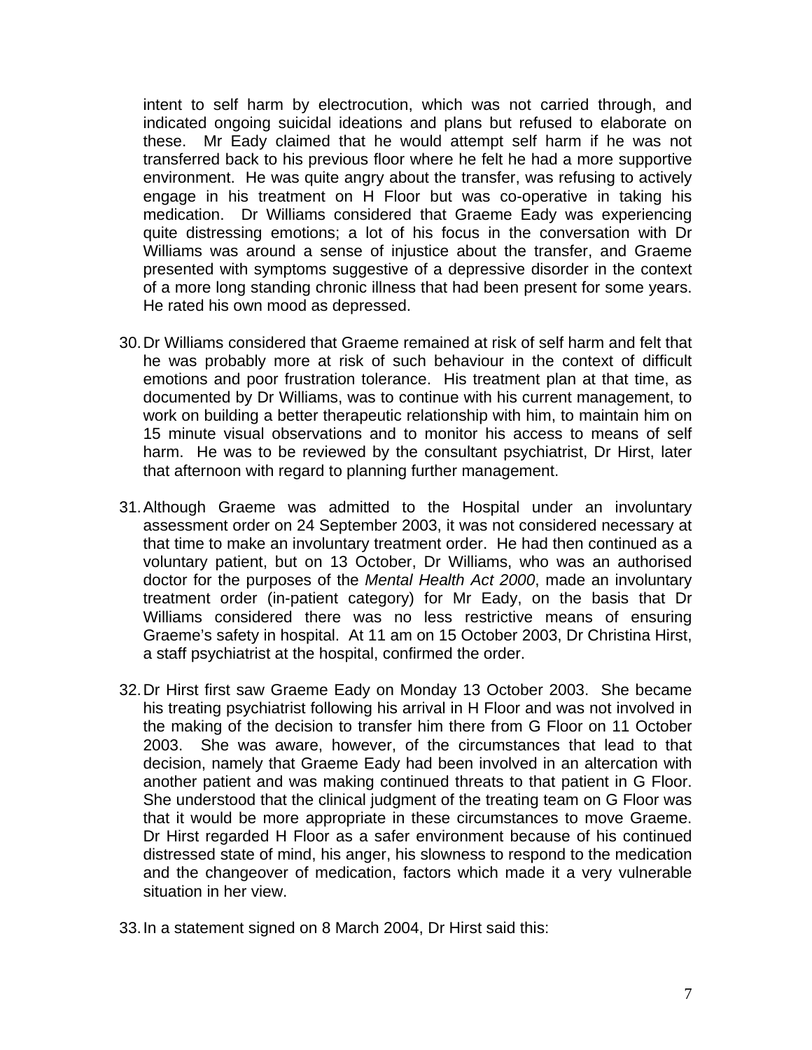intent to self harm by electrocution, which was not carried through, and indicated ongoing suicidal ideations and plans but refused to elaborate on these. Mr Eady claimed that he would attempt self harm if he was not transferred back to his previous floor where he felt he had a more supportive environment. He was quite angry about the transfer, was refusing to actively engage in his treatment on H Floor but was co-operative in taking his medication. Dr Williams considered that Graeme Eady was experiencing quite distressing emotions; a lot of his focus in the conversation with Dr Williams was around a sense of injustice about the transfer, and Graeme presented with symptoms suggestive of a depressive disorder in the context of a more long standing chronic illness that had been present for some years. He rated his own mood as depressed.

30. Dr Williams considered that Graeme remained at risk of self harm and felt that he was probably more at risk of such behaviour in the context of difficult emotions and poor frustration tolerance. His treatment plan at that time, as documented by Dr Williams, was to continue with his current management, to work on building a better therapeutic relationship with him, to maintain him on 15 minute visual observations and to monitor his access to means of self harm. He was to be reviewed by the consultant psychiatrist, Dr Hirst, later that afternoon with regard to planning further management.

31. Although Graeme was admitted to the Hospital under an involuntary assessment order on 24 September 2003, it was not considered necessary at that time to make an involuntary treatment order. He had then continued as a voluntary patient, but on 13 October, Dr Williams, who was an authorised doctor for the purposes of the *Mental Health Act 2000*, made an involuntary treatment order (in-patient category) for Mr Eady, on the basis that Dr Williams considered there was no less restrictive means of ensuring Graeme's safety in hospital. At 11 am on 15 October 2003, Dr Christina Hirst, a staff psychiatrist at the hospital, confirmed the order.

32. Dr Hirst first saw Graeme Eady on Monday 13 October 2003. She became his treating psychiatrist following his arrival in H Floor and was not involved in the making of the decision to transfer him there from G Floor on 11 October 2003. She was aware, however, of the circumstances that lead to that decision, namely that Graeme Eady had been involved in an altercation with another patient and was making continued threats to that patient in G Floor. She understood that the clinical judgment of the treating team on G Floor was that it would be more appropriate in these circumstances to move Graeme. Dr Hirst regarded H Floor as a safer environment because of his continued distressed state of mind, his anger, his slowness to respond to the medication and the changeover of medication, factors which made it a very vulnerable situation in her view.

33. In a statement signed on 8 March 2004, Dr Hirst said this: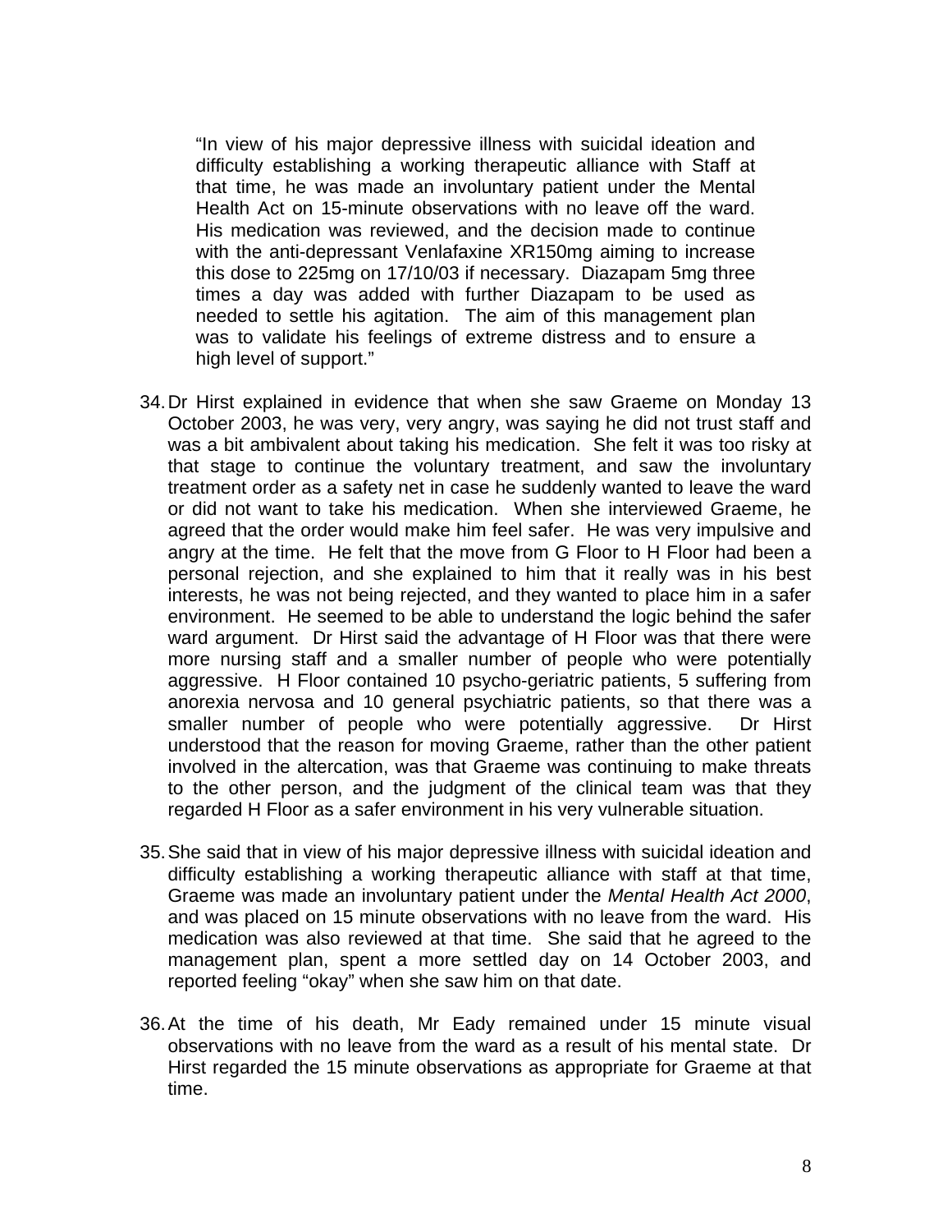> "In view of his major depressive illness with suicidal ideation and difficulty establishing a working therapeutic alliance with Staff at that time, he was made an involuntary patient under the Mental Health Act on 15-minute observations with no leave off the ward. His medication was reviewed, and the decision made to continue with the anti-depressant Venlafaxine XR150mg aiming to increase this dose to 225mg on 17/10/03 if necessary. Diazapam 5mg three times a day was added with further Diazapam to be used as needed to settle his agitation. The aim of this management plan was to validate his feelings of extreme distress and to ensure a high level of support."

34. Dr Hirst explained in evidence that when she saw Graeme on Monday 13 October 2003, he was very, very angry, was saying he did not trust staff and was a bit ambivalent about taking his medication. She felt it was too risky at that stage to continue the voluntary treatment, and saw the involuntary treatment order as a safety net in case he suddenly wanted to leave the ward or did not want to take his medication. When she interviewed Graeme, he agreed that the order would make him feel safer. He was very impulsive and angry at the time. He felt that the move from G Floor to H Floor had been a personal rejection, and she explained to him that it really was in his best interests, he was not being rejected, and they wanted to place him in a safer environment. He seemed to be able to understand the logic behind the safer ward argument. Dr Hirst said the advantage of H Floor was that there were more nursing staff and a smaller number of people who were potentially aggressive. H Floor contained 10 psycho-geriatric patients, 5 suffering from anorexia nervosa and 10 general psychiatric patients, so that there was a smaller number of people who were potentially aggressive. Dr Hirst understood that the reason for moving Graeme, rather than the other patient involved in the altercation, was that Graeme was continuing to make threats to the other person, and the judgment of the clinical team was that they regarded H Floor as a safer environment in his very vulnerable situation.

35. She said that in view of his major depressive illness with suicidal ideation and difficulty establishing a working therapeutic alliance with staff at that time, Graeme was made an involuntary patient under the *Mental Health Act 2000*, and was placed on 15 minute observations with no leave from the ward. His medication was also reviewed at that time. She said that he agreed to the management plan, spent a more settled day on 14 October 2003, and reported feeling "okay" when she saw him on that date.

36. At the time of his death, Mr Eady remained under 15 minute visual observations with no leave from the ward as a result of his mental state. Dr Hirst regarded the 15 minute observations as appropriate for Graeme at that time.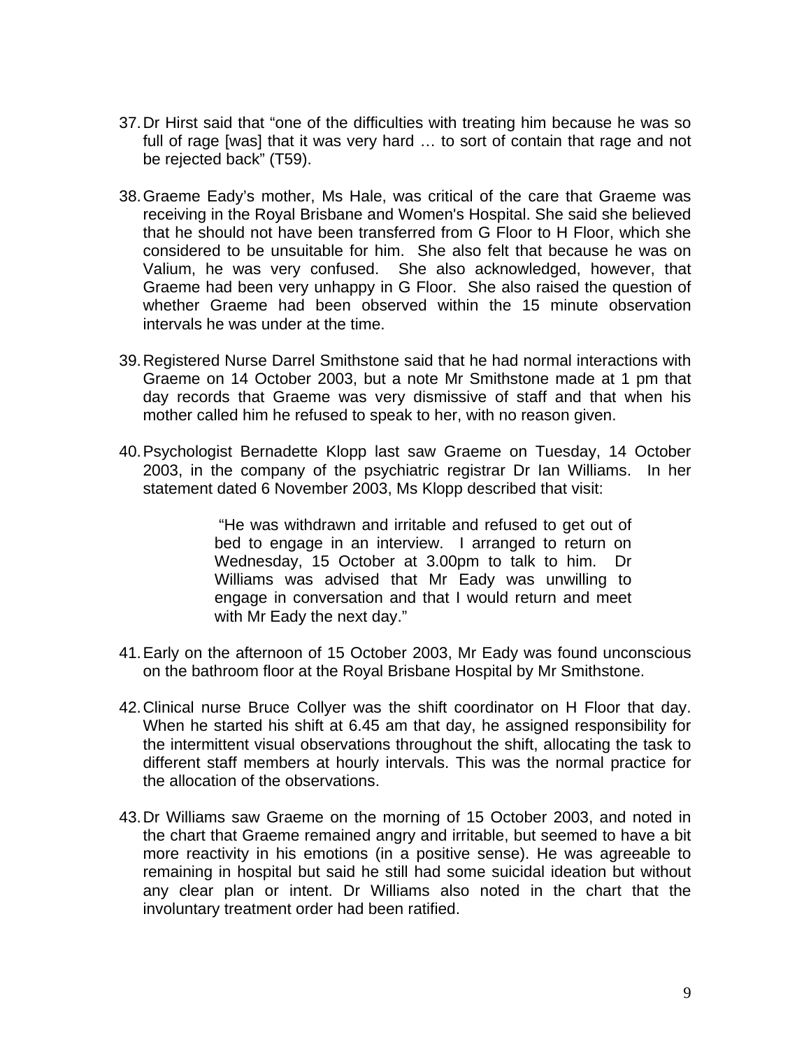37. Dr Hirst said that "one of the difficulties with treating him because he was so full of rage [was] that it was very hard … to sort of contain that rage and not be rejected back" (T59).

38. Graeme Eady's mother, Ms Hale, was critical of the care that Graeme was receiving in the Royal Brisbane and Women's Hospital. She said she believed that he should not have been transferred from G Floor to H Floor, which she considered to be unsuitable for him. She also felt that because he was on Valium, he was very confused. She also acknowledged, however, that Graeme had been very unhappy in G Floor. She also raised the question of whether Graeme had been observed within the 15 minute observation intervals he was under at the time.

39. Registered Nurse Darrel Smithstone said that he had normal interactions with Graeme on 14 October 2003, but a note Mr Smithstone made at 1 pm that day records that Graeme was very dismissive of staff and that when his mother called him he refused to speak to her, with no reason given.

40. Psychologist Bernadette Klopp last saw Graeme on Tuesday, 14 October 2003, in the company of the psychiatric registrar Dr Ian Williams. In her statement dated 6 November 2003, Ms Klopp described that visit:

> "He was withdrawn and irritable and refused to get out of bed to engage in an interview. I arranged to return on Wednesday, 15 October at 3.00pm to talk to him. Dr Williams was advised that Mr Eady was unwilling to engage in conversation and that I would return and meet with Mr Eady the next day."

41. Early on the afternoon of 15 October 2003, Mr Eady was found unconscious on the bathroom floor at the Royal Brisbane Hospital by Mr Smithstone.

42. Clinical nurse Bruce Collyer was the shift coordinator on H Floor that day. When he started his shift at 6.45 am that day, he assigned responsibility for the intermittent visual observations throughout the shift, allocating the task to different staff members at hourly intervals. This was the normal practice for the allocation of the observations.

43. Dr Williams saw Graeme on the morning of 15 October 2003, and noted in the chart that Graeme remained angry and irritable, but seemed to have a bit more reactivity in his emotions (in a positive sense). He was agreeable to remaining in hospital but said he still had some suicidal ideation but without any clear plan or intent. Dr Williams also noted in the chart that the involuntary treatment order had been ratified.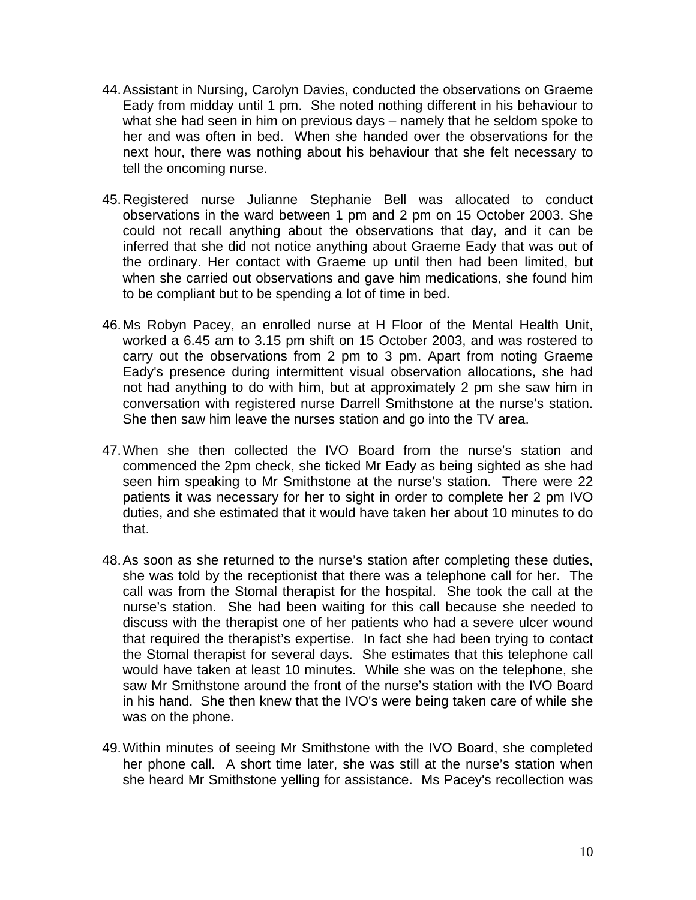44. Assistant in Nursing, Carolyn Davies, conducted the observations on Graeme Eady from midday until 1 pm. She noted nothing different in his behaviour to what she had seen in him on previous days – namely that he seldom spoke to her and was often in bed. When she handed over the observations for the next hour, there was nothing about his behaviour that she felt necessary to tell the oncoming nurse.

45. Registered nurse Julianne Stephanie Bell was allocated to conduct observations in the ward between 1 pm and 2 pm on 15 October 2003. She could not recall anything about the observations that day, and it can be inferred that she did not notice anything about Graeme Eady that was out of the ordinary. Her contact with Graeme up until then had been limited, but when she carried out observations and gave him medications, she found him to be compliant but to be spending a lot of time in bed.

46. Ms Robyn Pacey, an enrolled nurse at H Floor of the Mental Health Unit, worked a 6.45 am to 3.15 pm shift on 15 October 2003, and was rostered to carry out the observations from 2 pm to 3 pm. Apart from noting Graeme Eady's presence during intermittent visual observation allocations, she had not had anything to do with him, but at approximately 2 pm she saw him in conversation with registered nurse Darrell Smithstone at the nurse's station. She then saw him leave the nurses station and go into the TV area.

47. When she then collected the IVO Board from the nurse's station and commenced the 2pm check, she ticked Mr Eady as being sighted as she had seen him speaking to Mr Smithstone at the nurse's station. There were 22 patients it was necessary for her to sight in order to complete her 2 pm IVO duties, and she estimated that it would have taken her about 10 minutes to do that.

48. As soon as she returned to the nurse's station after completing these duties, she was told by the receptionist that there was a telephone call for her. The call was from the Stomal therapist for the hospital. She took the call at the nurse's station. She had been waiting for this call because she needed to discuss with the therapist one of her patients who had a severe ulcer wound that required the therapist's expertise. In fact she had been trying to contact the Stomal therapist for several days. She estimates that this telephone call would have taken at least 10 minutes. While she was on the telephone, she saw Mr Smithstone around the front of the nurse's station with the IVO Board in his hand. She then knew that the IVO's were being taken care of while she was on the phone.

49. Within minutes of seeing Mr Smithstone with the IVO Board, she completed her phone call. A short time later, she was still at the nurse's station when she heard Mr Smithstone yelling for assistance. Ms Pacey's recollection was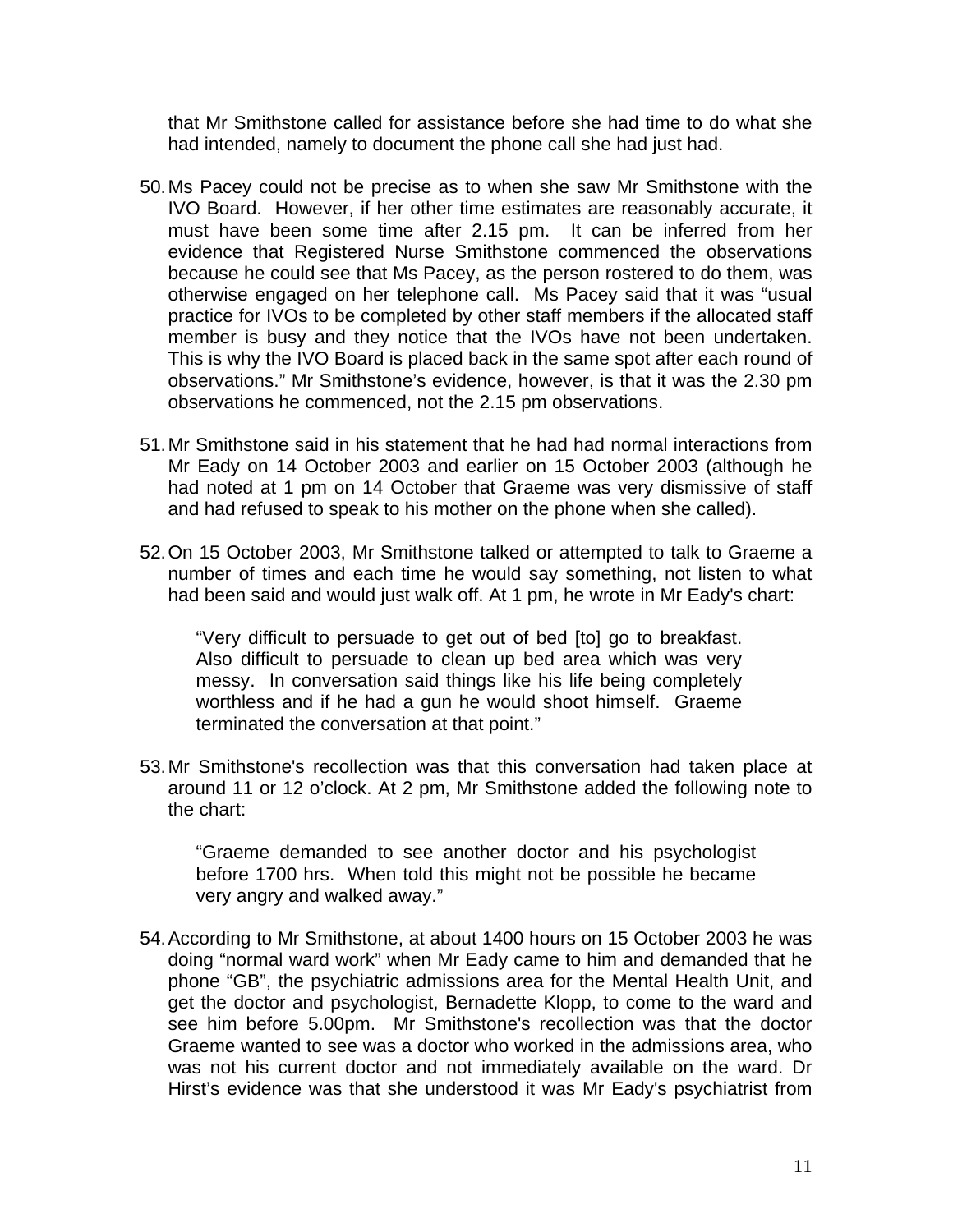that Mr Smithstone called for assistance before she had time to do what she had intended, namely to document the phone call she had just had.

50. Ms Pacey could not be precise as to when she saw Mr Smithstone with the IVO Board. However, if her other time estimates are reasonably accurate, it must have been some time after 2.15 pm. It can be inferred from her evidence that Registered Nurse Smithstone commenced the observations because he could see that Ms Pacey, as the person rostered to do them, was otherwise engaged on her telephone call. Ms Pacey said that it was "usual practice for IVOs to be completed by other staff members if the allocated staff member is busy and they notice that the IVOs have not been undertaken. This is why the IVO Board is placed back in the same spot after each round of observations." Mr Smithstone's evidence, however, is that it was the 2.30 pm observations he commenced, not the 2.15 pm observations.

51. Mr Smithstone said in his statement that he had had normal interactions from Mr Eady on 14 October 2003 and earlier on 15 October 2003 (although he had noted at 1 pm on 14 October that Graeme was very dismissive of staff and had refused to speak to his mother on the phone when she called).

52. On 15 October 2003, Mr Smithstone talked or attempted to talk to Graeme a number of times and each time he would say something, not listen to what had been said and would just walk off. At 1 pm, he wrote in Mr Eady's chart:

> "Very difficult to persuade to get out of bed [to] go to breakfast. Also difficult to persuade to clean up bed area which was very messy. In conversation said things like his life being completely worthless and if he had a gun he would shoot himself. Graeme terminated the conversation at that point."

53. Mr Smithstone's recollection was that this conversation had taken place at around 11 or 12 o'clock. At 2 pm, Mr Smithstone added the following note to the chart:

> "Graeme demanded to see another doctor and his psychologist before 1700 hrs. When told this might not be possible he became very angry and walked away."

54. According to Mr Smithstone, at about 1400 hours on 15 October 2003 he was doing "normal ward work" when Mr Eady came to him and demanded that he phone "GB", the psychiatric admissions area for the Mental Health Unit, and get the doctor and psychologist, Bernadette Klopp, to come to the ward and see him before 5.00pm. Mr Smithstone's recollection was that the doctor Graeme wanted to see was a doctor who worked in the admissions area, who was not his current doctor and not immediately available on the ward. Dr Hirst's evidence was that she understood it was Mr Eady's psychiatrist from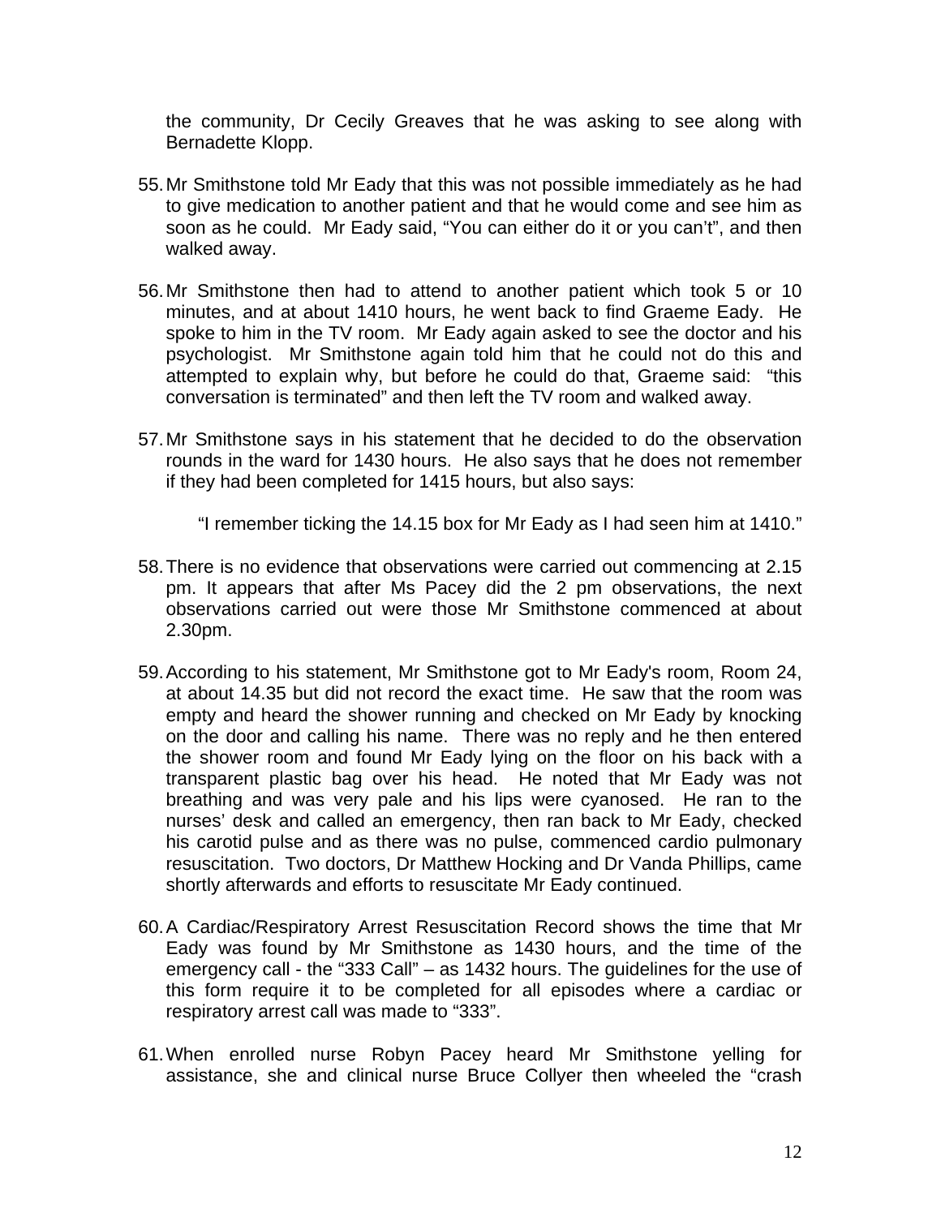the community, Dr Cecily Greaves that he was asking to see along with Bernadette Klopp.

55. Mr Smithstone told Mr Eady that this was not possible immediately as he had to give medication to another patient and that he would come and see him as soon as he could. Mr Eady said, "You can either do it or you can't", and then walked away.

56. Mr Smithstone then had to attend to another patient which took 5 or 10 minutes, and at about 1410 hours, he went back to find Graeme Eady. He spoke to him in the TV room. Mr Eady again asked to see the doctor and his psychologist. Mr Smithstone again told him that he could not do this and attempted to explain why, but before he could do that, Graeme said: "this conversation is terminated" and then left the TV room and walked away.

57. Mr Smithstone says in his statement that he decided to do the observation rounds in the ward for 1430 hours. He also says that he does not remember if they had been completed for 1415 hours, but also says:

    "I remember ticking the 14.15 box for Mr Eady as I had seen him at 1410."

58. There is no evidence that observations were carried out commencing at 2.15 pm. It appears that after Ms Pacey did the 2 pm observations, the next observations carried out were those Mr Smithstone commenced at about 2.30pm.

59. According to his statement, Mr Smithstone got to Mr Eady's room, Room 24, at about 14.35 but did not record the exact time. He saw that the room was empty and heard the shower running and checked on Mr Eady by knocking on the door and calling his name. There was no reply and he then entered the shower room and found Mr Eady lying on the floor on his back with a transparent plastic bag over his head. He noted that Mr Eady was not breathing and was very pale and his lips were cyanosed. He ran to the nurses' desk and called an emergency, then ran back to Mr Eady, checked his carotid pulse and as there was no pulse, commenced cardio pulmonary resuscitation. Two doctors, Dr Matthew Hocking and Dr Vanda Phillips, came shortly afterwards and efforts to resuscitate Mr Eady continued.

60. A Cardiac/Respiratory Arrest Resuscitation Record shows the time that Mr Eady was found by Mr Smithstone as 1430 hours, and the time of the emergency call - the "333 Call" – as 1432 hours. The guidelines for the use of this form require it to be completed for all episodes where a cardiac or respiratory arrest call was made to "333".

61. When enrolled nurse Robyn Pacey heard Mr Smithstone yelling for assistance, she and clinical nurse Bruce Collyer then wheeled the "crash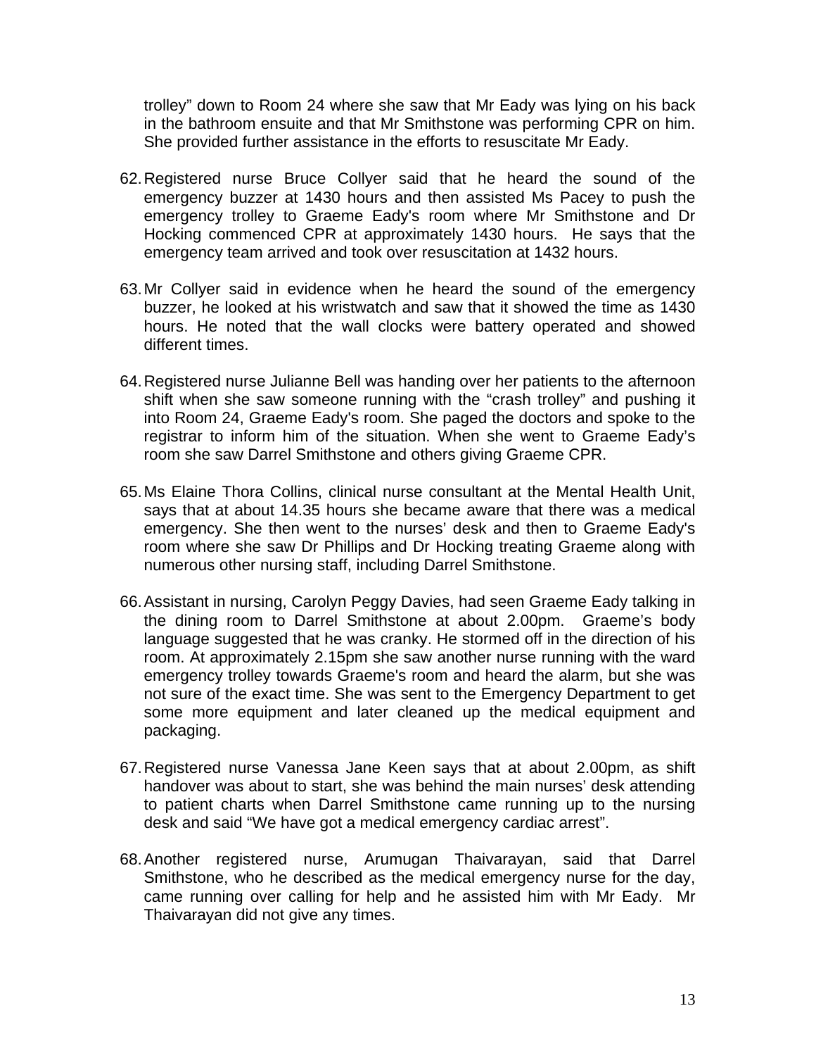trolley" down to Room 24 where she saw that Mr Eady was lying on his back in the bathroom ensuite and that Mr Smithstone was performing CPR on him. She provided further assistance in the efforts to resuscitate Mr Eady.

62. Registered nurse Bruce Collyer said that he heard the sound of the emergency buzzer at 1430 hours and then assisted Ms Pacey to push the emergency trolley to Graeme Eady's room where Mr Smithstone and Dr Hocking commenced CPR at approximately 1430 hours. He says that the emergency team arrived and took over resuscitation at 1432 hours.

63. Mr Collyer said in evidence when he heard the sound of the emergency buzzer, he looked at his wristwatch and saw that it showed the time as 1430 hours. He noted that the wall clocks were battery operated and showed different times.

64. Registered nurse Julianne Bell was handing over her patients to the afternoon shift when she saw someone running with the "crash trolley" and pushing it into Room 24, Graeme Eady's room. She paged the doctors and spoke to the registrar to inform him of the situation. When she went to Graeme Eady's room she saw Darrel Smithstone and others giving Graeme CPR.

65. Ms Elaine Thora Collins, clinical nurse consultant at the Mental Health Unit, says that at about 14.35 hours she became aware that there was a medical emergency. She then went to the nurses' desk and then to Graeme Eady's room where she saw Dr Phillips and Dr Hocking treating Graeme along with numerous other nursing staff, including Darrel Smithstone.

66. Assistant in nursing, Carolyn Peggy Davies, had seen Graeme Eady talking in the dining room to Darrel Smithstone at about 2.00pm. Graeme's body language suggested that he was cranky. He stormed off in the direction of his room. At approximately 2.15pm she saw another nurse running with the ward emergency trolley towards Graeme's room and heard the alarm, but she was not sure of the exact time. She was sent to the Emergency Department to get some more equipment and later cleaned up the medical equipment and packaging.

67. Registered nurse Vanessa Jane Keen says that at about 2.00pm, as shift handover was about to start, she was behind the main nurses' desk attending to patient charts when Darrel Smithstone came running up to the nursing desk and said "We have got a medical emergency cardiac arrest".

68. Another registered nurse, Arumugan Thaivarayan, said that Darrel Smithstone, who he described as the medical emergency nurse for the day, came running over calling for help and he assisted him with Mr Eady. Mr Thaivarayan did not give any times.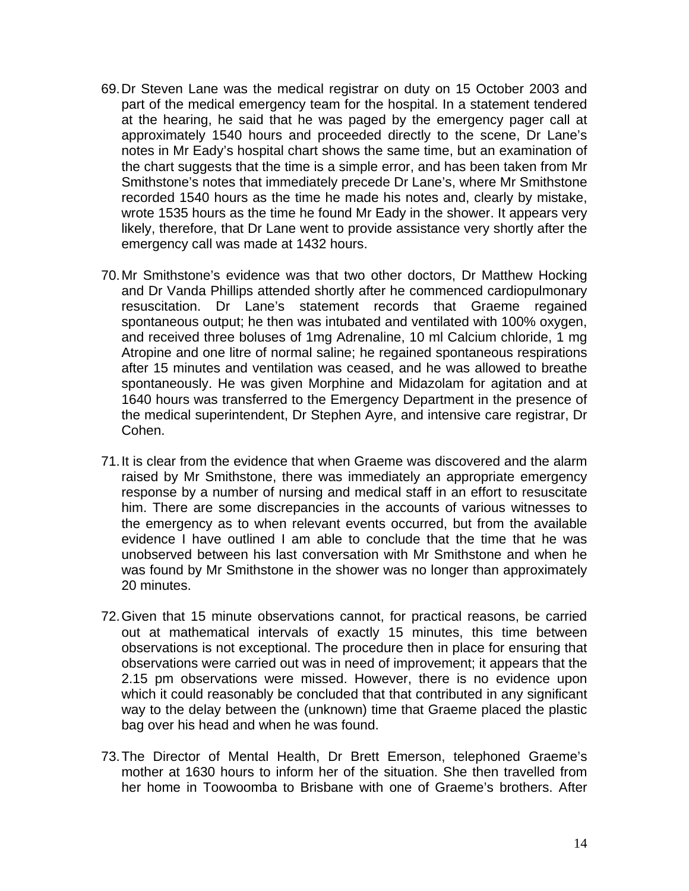69. Dr Steven Lane was the medical registrar on duty on 15 October 2003 and part of the medical emergency team for the hospital. In a statement tendered at the hearing, he said that he was paged by the emergency pager call at approximately 1540 hours and proceeded directly to the scene, Dr Lane's notes in Mr Eady's hospital chart shows the same time, but an examination of the chart suggests that the time is a simple error, and has been taken from Mr Smithstone's notes that immediately precede Dr Lane's, where Mr Smithstone recorded 1540 hours as the time he made his notes and, clearly by mistake, wrote 1535 hours as the time he found Mr Eady in the shower. It appears very likely, therefore, that Dr Lane went to provide assistance very shortly after the emergency call was made at 1432 hours.

70. Mr Smithstone's evidence was that two other doctors, Dr Matthew Hocking and Dr Vanda Phillips attended shortly after he commenced cardiopulmonary resuscitation. Dr Lane's statement records that Graeme regained spontaneous output; he then was intubated and ventilated with 100% oxygen, and received three boluses of 1mg Adrenaline, 10 ml Calcium chloride, 1 mg Atropine and one litre of normal saline; he regained spontaneous respirations after 15 minutes and ventilation was ceased, and he was allowed to breathe spontaneously. He was given Morphine and Midazolam for agitation and at 1640 hours was transferred to the Emergency Department in the presence of the medical superintendent, Dr Stephen Ayre, and intensive care registrar, Dr Cohen.

71. It is clear from the evidence that when Graeme was discovered and the alarm raised by Mr Smithstone, there was immediately an appropriate emergency response by a number of nursing and medical staff in an effort to resuscitate him. There are some discrepancies in the accounts of various witnesses to the emergency as to when relevant events occurred, but from the available evidence I have outlined I am able to conclude that the time that he was unobserved between his last conversation with Mr Smithstone and when he was found by Mr Smithstone in the shower was no longer than approximately 20 minutes.

72. Given that 15 minute observations cannot, for practical reasons, be carried out at mathematical intervals of exactly 15 minutes, this time between observations is not exceptional. The procedure then in place for ensuring that observations were carried out was in need of improvement; it appears that the 2.15 pm observations were missed. However, there is no evidence upon which it could reasonably be concluded that that contributed in any significant way to the delay between the (unknown) time that Graeme placed the plastic bag over his head and when he was found.

73. The Director of Mental Health, Dr Brett Emerson, telephoned Graeme's mother at 1630 hours to inform her of the situation. She then travelled from her home in Toowoomba to Brisbane with one of Graeme's brothers. After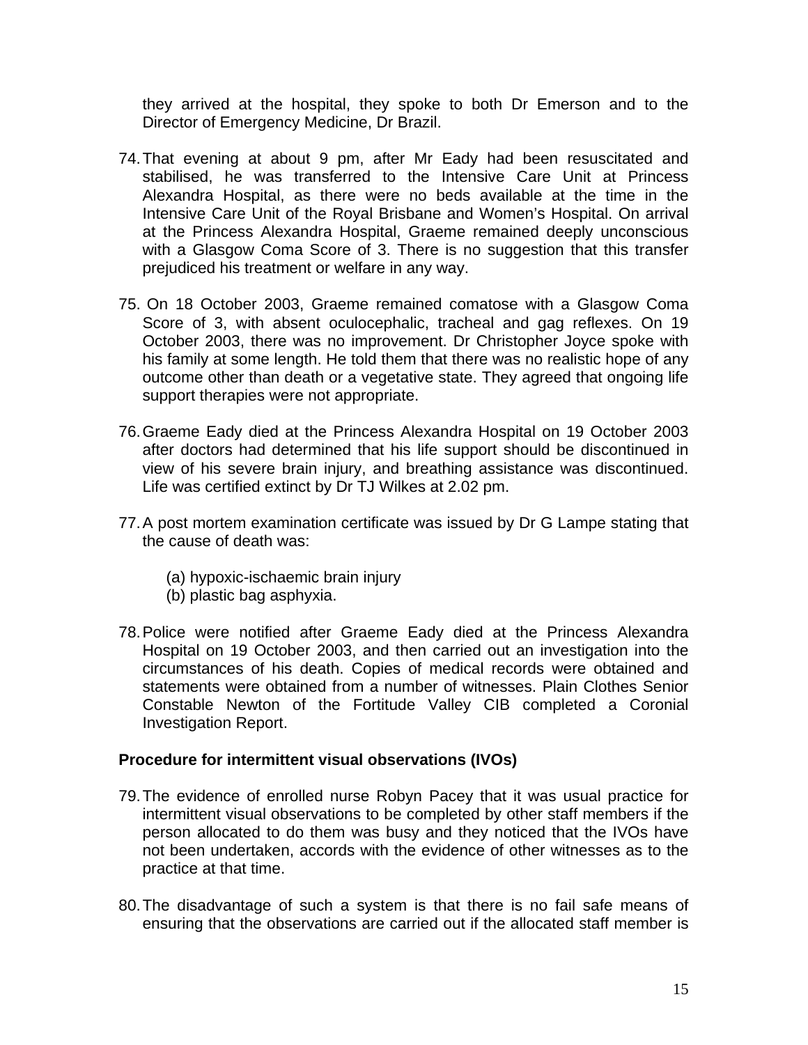they arrived at the hospital, they spoke to both Dr Emerson and to the Director of Emergency Medicine, Dr Brazil.

74. That evening at about 9 pm, after Mr Eady had been resuscitated and stabilised, he was transferred to the Intensive Care Unit at Princess Alexandra Hospital, as there were no beds available at the time in the Intensive Care Unit of the Royal Brisbane and Women's Hospital. On arrival at the Princess Alexandra Hospital, Graeme remained deeply unconscious with a Glasgow Coma Score of 3. There is no suggestion that this transfer prejudiced his treatment or welfare in any way.

75. On 18 October 2003, Graeme remained comatose with a Glasgow Coma Score of 3, with absent oculocephalic, tracheal and gag reflexes. On 19 October 2003, there was no improvement. Dr Christopher Joyce spoke with his family at some length. He told them that there was no realistic hope of any outcome other than death or a vegetative state. They agreed that ongoing life support therapies were not appropriate.

76. Graeme Eady died at the Princess Alexandra Hospital on 19 October 2003 after doctors had determined that his life support should be discontinued in view of his severe brain injury, and breathing assistance was discontinued. Life was certified extinct by Dr TJ Wilkes at 2.02 pm.

77. A post mortem examination certificate was issued by Dr G Lampe stating that the cause of death was:

    (a) hypoxic-ischaemic brain injury
    (b) plastic bag asphyxia.

78. Police were notified after Graeme Eady died at the Princess Alexandra Hospital on 19 October 2003, and then carried out an investigation into the circumstances of his death. Copies of medical records were obtained and statements were obtained from a number of witnesses. Plain Clothes Senior Constable Newton of the Fortitude Valley CIB completed a Coronial Investigation Report.

**Procedure for intermittent visual observations (IVOs)**

79. The evidence of enrolled nurse Robyn Pacey that it was usual practice for intermittent visual observations to be completed by other staff members if the person allocated to do them was busy and they noticed that the IVOs have not been undertaken, accords with the evidence of other witnesses as to the practice at that time.

80. The disadvantage of such a system is that there is no fail safe means of ensuring that the observations are carried out if the allocated staff member is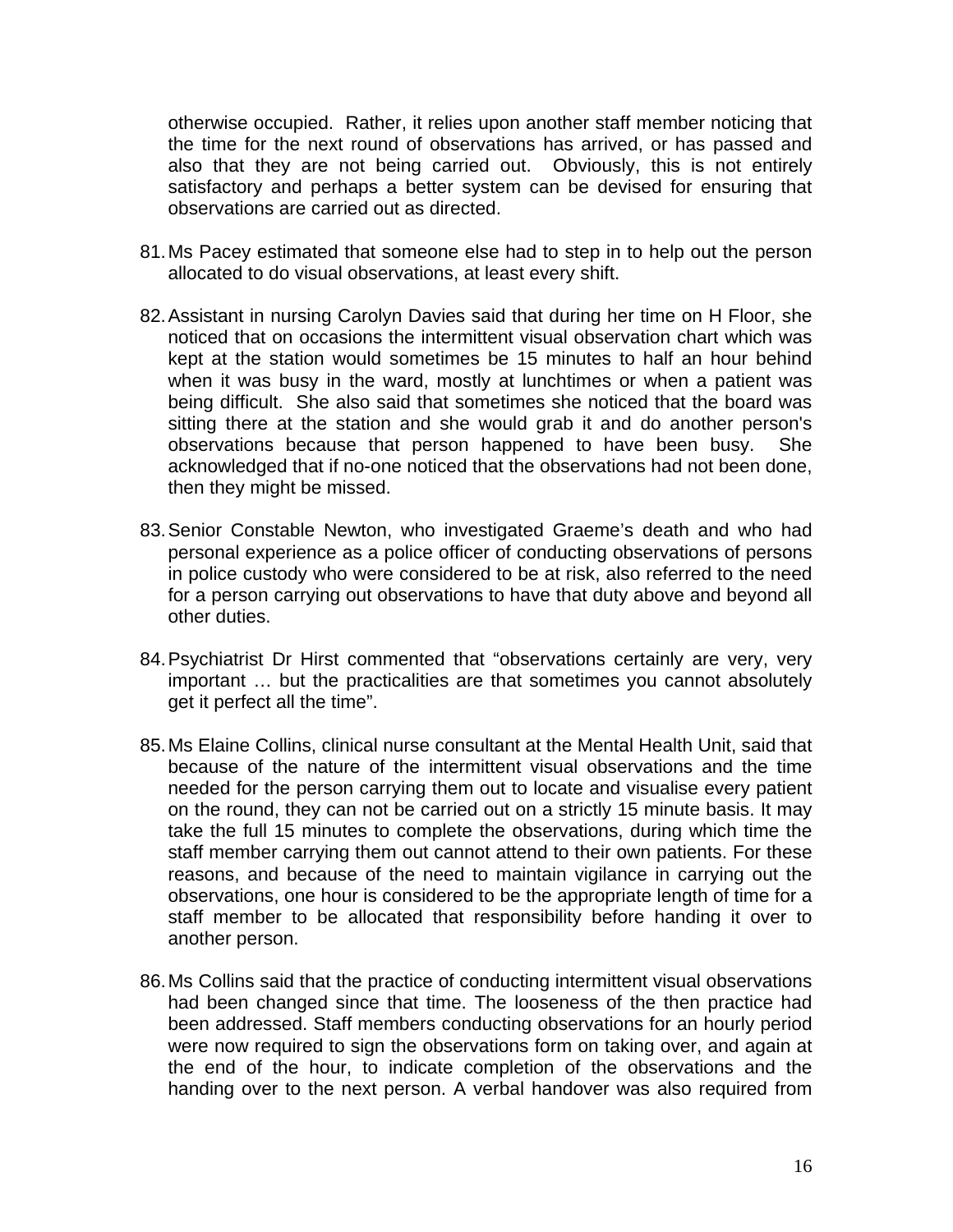otherwise occupied. Rather, it relies upon another staff member noticing that the time for the next round of observations has arrived, or has passed and also that they are not being carried out. Obviously, this is not entirely satisfactory and perhaps a better system can be devised for ensuring that observations are carried out as directed.

81. Ms Pacey estimated that someone else had to step in to help out the person allocated to do visual observations, at least every shift.

82. Assistant in nursing Carolyn Davies said that during her time on H Floor, she noticed that on occasions the intermittent visual observation chart which was kept at the station would sometimes be 15 minutes to half an hour behind when it was busy in the ward, mostly at lunchtimes or when a patient was being difficult. She also said that sometimes she noticed that the board was sitting there at the station and she would grab it and do another person's observations because that person happened to have been busy. She acknowledged that if no-one noticed that the observations had not been done, then they might be missed.

83. Senior Constable Newton, who investigated Graeme's death and who had personal experience as a police officer of conducting observations of persons in police custody who were considered to be at risk, also referred to the need for a person carrying out observations to have that duty above and beyond all other duties.

84. Psychiatrist Dr Hirst commented that "observations certainly are very, very important … but the practicalities are that sometimes you cannot absolutely get it perfect all the time".

85. Ms Elaine Collins, clinical nurse consultant at the Mental Health Unit, said that because of the nature of the intermittent visual observations and the time needed for the person carrying them out to locate and visualise every patient on the round, they can not be carried out on a strictly 15 minute basis. It may take the full 15 minutes to complete the observations, during which time the staff member carrying them out cannot attend to their own patients. For these reasons, and because of the need to maintain vigilance in carrying out the observations, one hour is considered to be the appropriate length of time for a staff member to be allocated that responsibility before handing it over to another person.

86. Ms Collins said that the practice of conducting intermittent visual observations had been changed since that time. The looseness of the then practice had been addressed. Staff members conducting observations for an hourly period were now required to sign the observations form on taking over, and again at the end of the hour, to indicate completion of the observations and the handing over to the next person. A verbal handover was also required from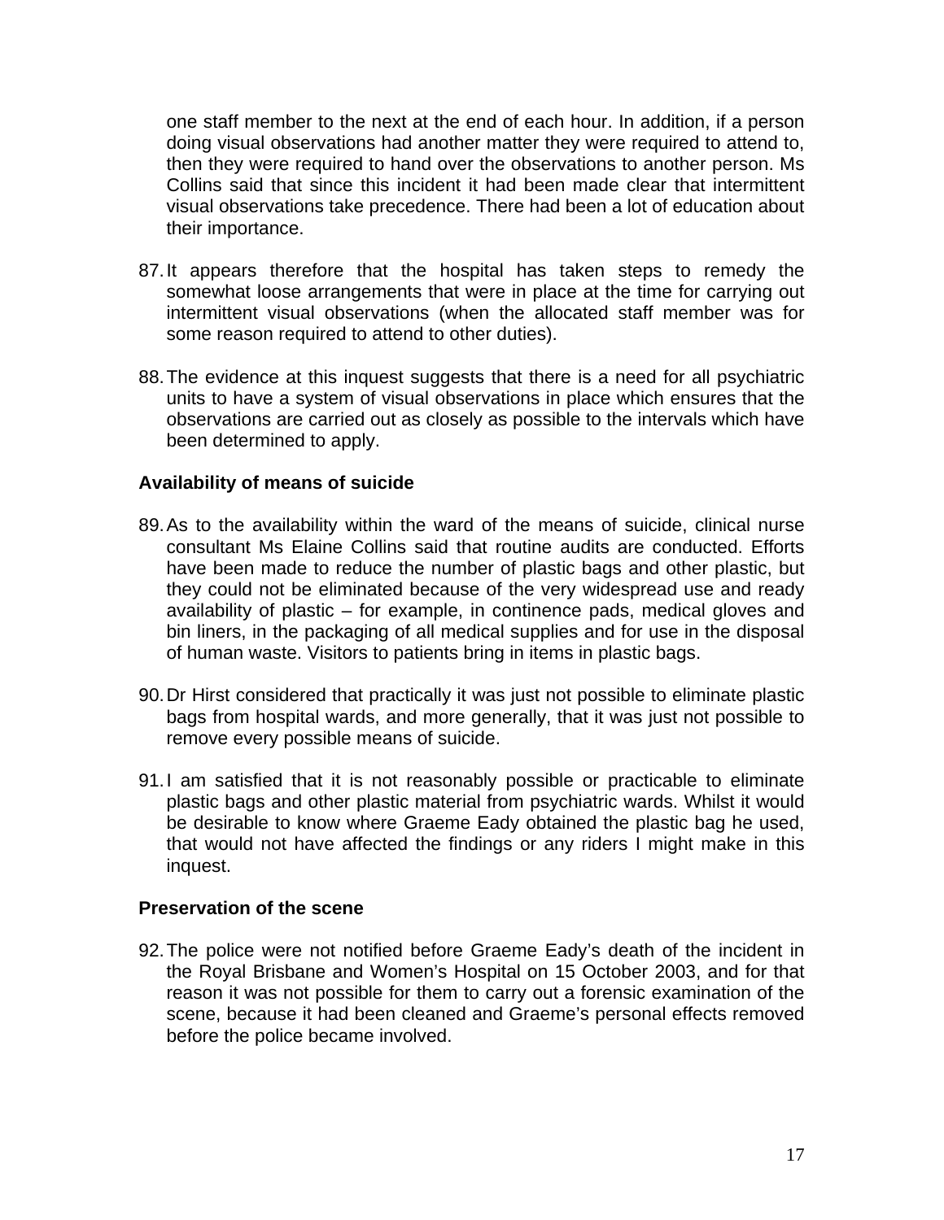one staff member to the next at the end of each hour. In addition, if a person doing visual observations had another matter they were required to attend to, then they were required to hand over the observations to another person. Ms Collins said that since this incident it had been made clear that intermittent visual observations take precedence. There had been a lot of education about their importance.

87. It appears therefore that the hospital has taken steps to remedy the somewhat loose arrangements that were in place at the time for carrying out intermittent visual observations (when the allocated staff member was for some reason required to attend to other duties).

88. The evidence at this inquest suggests that there is a need for all psychiatric units to have a system of visual observations in place which ensures that the observations are carried out as closely as possible to the intervals which have been determined to apply.

**Availability of means of suicide**

89. As to the availability within the ward of the means of suicide, clinical nurse consultant Ms Elaine Collins said that routine audits are conducted. Efforts have been made to reduce the number of plastic bags and other plastic, but they could not be eliminated because of the very widespread use and ready availability of plastic – for example, in continence pads, medical gloves and bin liners, in the packaging of all medical supplies and for use in the disposal of human waste. Visitors to patients bring in items in plastic bags.

90. Dr Hirst considered that practically it was just not possible to eliminate plastic bags from hospital wards, and more generally, that it was just not possible to remove every possible means of suicide.

91. I am satisfied that it is not reasonably possible or practicable to eliminate plastic bags and other plastic material from psychiatric wards. Whilst it would be desirable to know where Graeme Eady obtained the plastic bag he used, that would not have affected the findings or any riders I might make in this inquest.

**Preservation of the scene**

92. The police were not notified before Graeme Eady's death of the incident in the Royal Brisbane and Women's Hospital on 15 October 2003, and for that reason it was not possible for them to carry out a forensic examination of the scene, because it had been cleaned and Graeme's personal effects removed before the police became involved.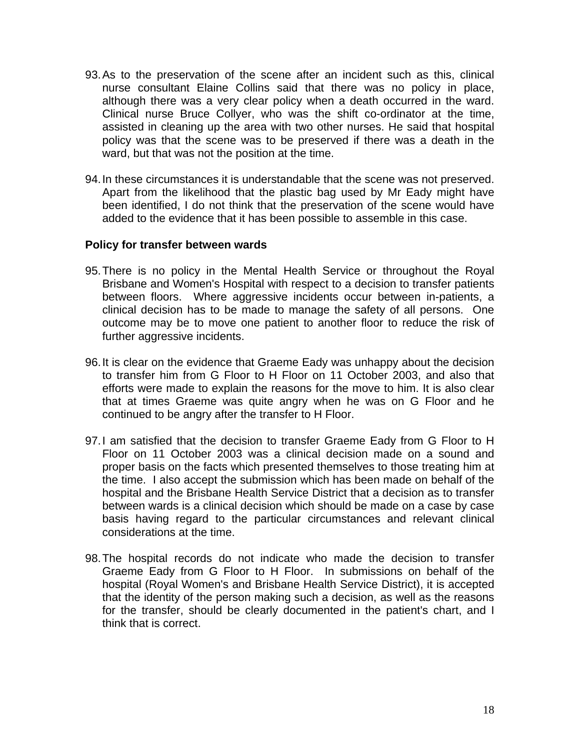93. As to the preservation of the scene after an incident such as this, clinical nurse consultant Elaine Collins said that there was no policy in place, although there was a very clear policy when a death occurred in the ward. Clinical nurse Bruce Collyer, who was the shift co-ordinator at the time, assisted in cleaning up the area with two other nurses. He said that hospital policy was that the scene was to be preserved if there was a death in the ward, but that was not the position at the time.

94. In these circumstances it is understandable that the scene was not preserved. Apart from the likelihood that the plastic bag used by Mr Eady might have been identified, I do not think that the preservation of the scene would have added to the evidence that it has been possible to assemble in this case.

**Policy for transfer between wards**

95. There is no policy in the Mental Health Service or throughout the Royal Brisbane and Women's Hospital with respect to a decision to transfer patients between floors. Where aggressive incidents occur between in-patients, a clinical decision has to be made to manage the safety of all persons. One outcome may be to move one patient to another floor to reduce the risk of further aggressive incidents.

96. It is clear on the evidence that Graeme Eady was unhappy about the decision to transfer him from G Floor to H Floor on 11 October 2003, and also that efforts were made to explain the reasons for the move to him. It is also clear that at times Graeme was quite angry when he was on G Floor and he continued to be angry after the transfer to H Floor.

97. I am satisfied that the decision to transfer Graeme Eady from G Floor to H Floor on 11 October 2003 was a clinical decision made on a sound and proper basis on the facts which presented themselves to those treating him at the time. I also accept the submission which has been made on behalf of the hospital and the Brisbane Health Service District that a decision as to transfer between wards is a clinical decision which should be made on a case by case basis having regard to the particular circumstances and relevant clinical considerations at the time.

98. The hospital records do not indicate who made the decision to transfer Graeme Eady from G Floor to H Floor. In submissions on behalf of the hospital (Royal Women's and Brisbane Health Service District), it is accepted that the identity of the person making such a decision, as well as the reasons for the transfer, should be clearly documented in the patient's chart, and I think that is correct.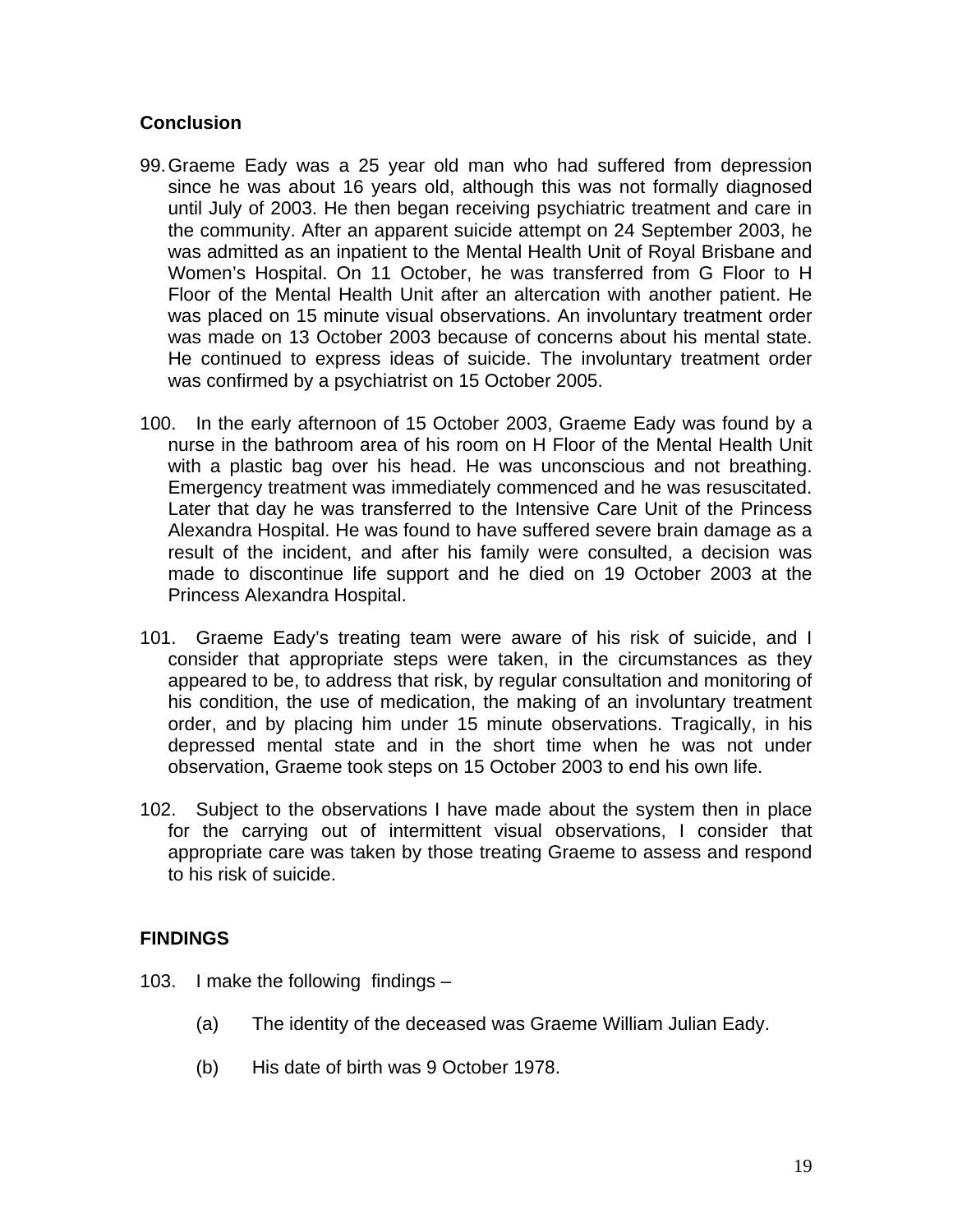## Conclusion

99. Graeme Eady was a 25 year old man who had suffered from depression since he was about 16 years old, although this was not formally diagnosed until July of 2003. He then began receiving psychiatric treatment and care in the community. After an apparent suicide attempt on 24 September 2003, he was admitted as an inpatient to the Mental Health Unit of Royal Brisbane and Women's Hospital. On 11 October, he was transferred from G Floor to H Floor of the Mental Health Unit after an altercation with another patient. He was placed on 15 minute visual observations. An involuntary treatment order was made on 13 October 2003 because of concerns about his mental state. He continued to express ideas of suicide. The involuntary treatment order was confirmed by a psychiatrist on 15 October 2005.

100. In the early afternoon of 15 October 2003, Graeme Eady was found by a nurse in the bathroom area of his room on H Floor of the Mental Health Unit with a plastic bag over his head. He was unconscious and not breathing. Emergency treatment was immediately commenced and he was resuscitated. Later that day he was transferred to the Intensive Care Unit of the Princess Alexandra Hospital. He was found to have suffered severe brain damage as a result of the incident, and after his family were consulted, a decision was made to discontinue life support and he died on 19 October 2003 at the Princess Alexandra Hospital.

101. Graeme Eady's treating team were aware of his risk of suicide, and I consider that appropriate steps were taken, in the circumstances as they appeared to be, to address that risk, by regular consultation and monitoring of his condition, the use of medication, the making of an involuntary treatment order, and by placing him under 15 minute observations. Tragically, in his depressed mental state and in the short time when he was not under observation, Graeme took steps on 15 October 2003 to end his own life.

102. Subject to the observations I have made about the system then in place for the carrying out of intermittent visual observations, I consider that appropriate care was taken by those treating Graeme to assess and respond to his risk of suicide.

## FINDINGS

103. I make the following findings –

(a) The identity of the deceased was Graeme William Julian Eady.

(b) His date of birth was 9 October 1978.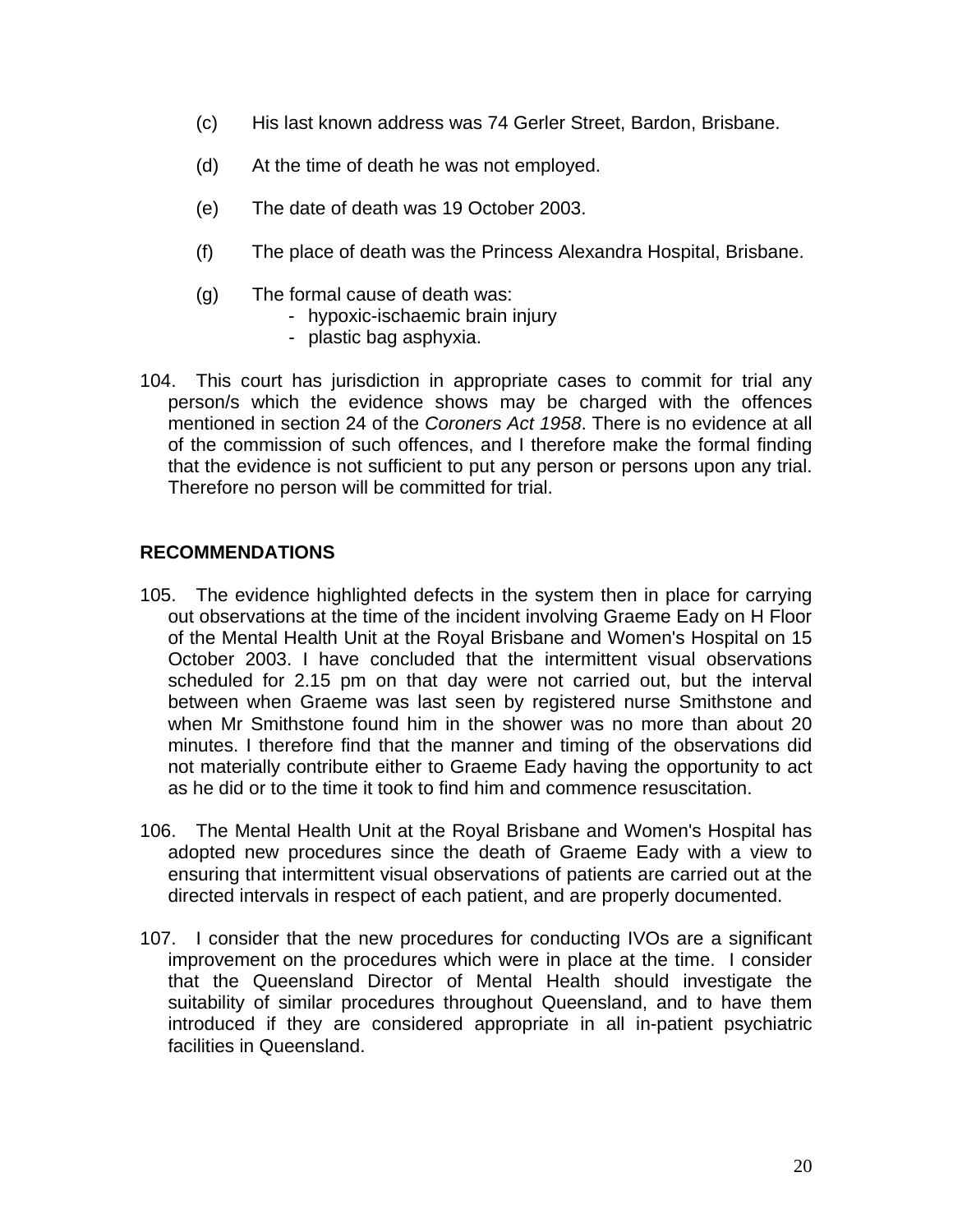(c) His last known address was 74 Gerler Street, Bardon, Brisbane.

(d) At the time of death he was not employed.

(e) The date of death was 19 October 2003.

(f) The place of death was the Princess Alexandra Hospital, Brisbane.

(g) The formal cause of death was:
- hypoxic-ischaemic brain injury
- plastic bag asphyxia.

104. This court has jurisdiction in appropriate cases to commit for trial any person/s which the evidence shows may be charged with the offences mentioned in section 24 of the *Coroners Act 1958*. There is no evidence at all of the commission of such offences, and I therefore make the formal finding that the evidence is not sufficient to put any person or persons upon any trial. Therefore no person will be committed for trial.

## RECOMMENDATIONS

105. The evidence highlighted defects in the system then in place for carrying out observations at the time of the incident involving Graeme Eady on H Floor of the Mental Health Unit at the Royal Brisbane and Women's Hospital on 15 October 2003. I have concluded that the intermittent visual observations scheduled for 2.15 pm on that day were not carried out, but the interval between when Graeme was last seen by registered nurse Smithstone and when Mr Smithstone found him in the shower was no more than about 20 minutes. I therefore find that the manner and timing of the observations did not materially contribute either to Graeme Eady having the opportunity to act as he did or to the time it took to find him and commence resuscitation.

106. The Mental Health Unit at the Royal Brisbane and Women's Hospital has adopted new procedures since the death of Graeme Eady with a view to ensuring that intermittent visual observations of patients are carried out at the directed intervals in respect of each patient, and are properly documented.

107. I consider that the new procedures for conducting IVOs are a significant improvement on the procedures which were in place at the time. I consider that the Queensland Director of Mental Health should investigate the suitability of similar procedures throughout Queensland, and to have them introduced if they are considered appropriate in all in-patient psychiatric facilities in Queensland.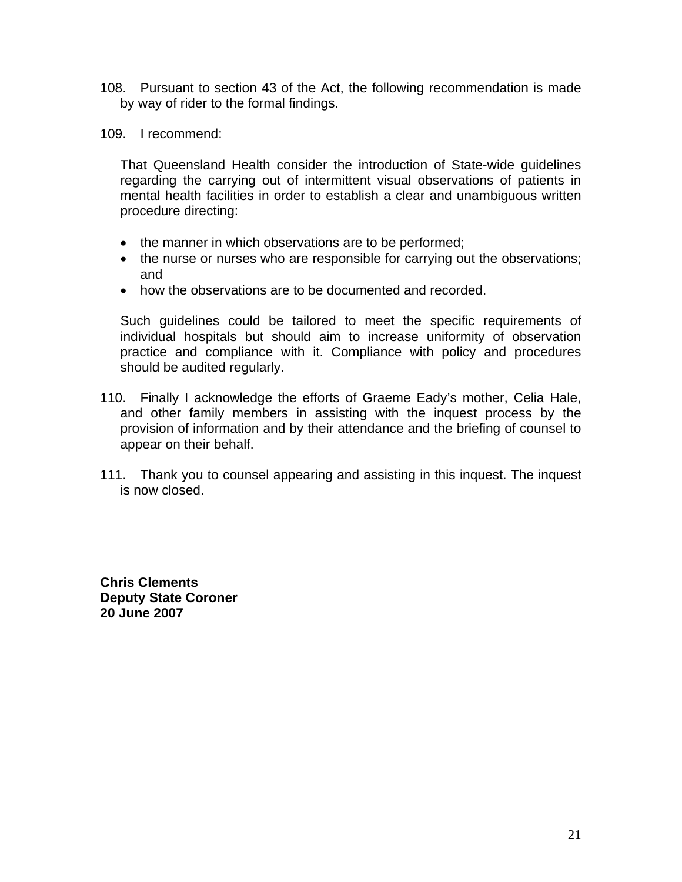108. Pursuant to section 43 of the Act, the following recommendation is made by way of rider to the formal findings.

109. I recommend:

That Queensland Health consider the introduction of State-wide guidelines regarding the carrying out of intermittent visual observations of patients in mental health facilities in order to establish a clear and unambiguous written procedure directing:

- the manner in which observations are to be performed;
- the nurse or nurses who are responsible for carrying out the observations; and
- how the observations are to be documented and recorded.

Such guidelines could be tailored to meet the specific requirements of individual hospitals but should aim to increase uniformity of observation practice and compliance with it. Compliance with policy and procedures should be audited regularly.

110. Finally I acknowledge the efforts of Graeme Eady's mother, Celia Hale, and other family members in assisting with the inquest process by the provision of information and by their attendance and the briefing of counsel to appear on their behalf.

111. Thank you to counsel appearing and assisting in this inquest. The inquest is now closed.

**Chris Clements**
**Deputy State Coroner**
**20 June 2007**